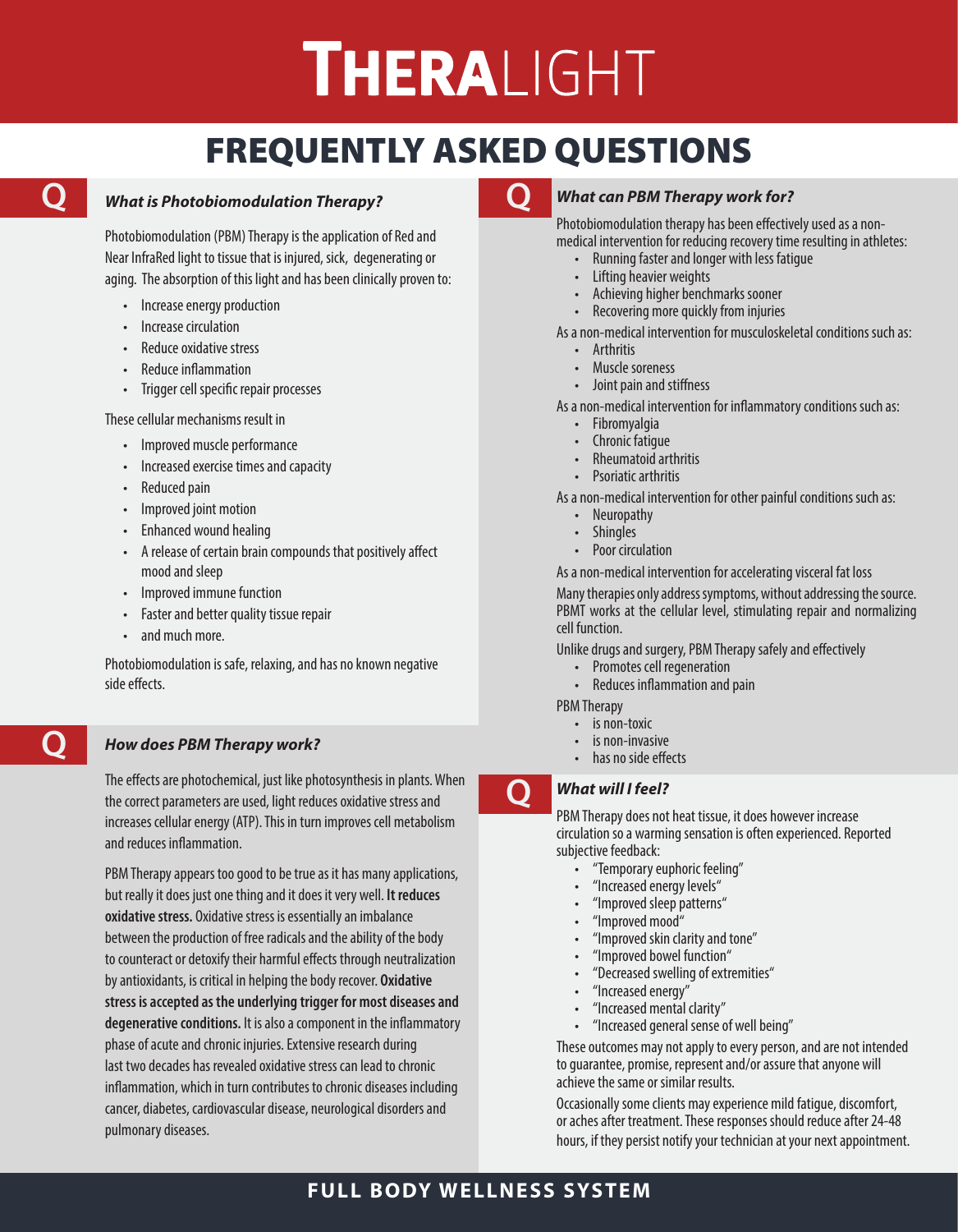# THERALIGHT

## FREQUENTLY ASKED QUESTIONS

### *What is Photobiomodulation Therapy?*

Photobiomodulation (PBM) Therapy is the application of Red and Near InfraRed light to tissue that is injured, sick, degenerating or aging. The absorption of this light and has been clinically proven to:

- Increase energy production
- Increase circulation
- Reduce oxidative stress
- Reduce inflammation
- Trigger cell specific repair processes

These cellular mechanisms result in

- Improved muscle performance
- Increased exercise times and capacity
- Reduced pain
- Improved joint motion
- Enhanced wound healing
- A release of certain brain compounds that positively affect mood and sleep
- Improved immune function
- Faster and better quality tissue repair
- and much more.

Photobiomodulation is safe, relaxing, and has no known negative side effects.

### *How does PBM Therapy work?*

The effects are photochemical, just like photosynthesis in plants. When the correct parameters are used, light reduces oxidative stress and increases cellular energy (ATP). This in turn improves cell metabolism and reduces inflammation.

PBM Therapy appears too good to be true as it has many applications, but really it does just one thing and it does it very well. **It reduces oxidative stress.** Oxidative stress is essentially an imbalance between the production of free radicals and the ability of the body to counteract or detoxify their harmful effects through neutralization by antioxidants, is critical in helping the body recover. **Oxidative stress is accepted as the underlying trigger for most diseases and degenerative conditions.** It is also a component in the inflammatory phase of acute and chronic injuries. Extensive research during last two decades has revealed oxidative stress can lead to chronic inflammation, which in turn contributes to chronic diseases including cancer, diabetes, cardiovascular disease, neurological disorders and pulmonary diseases.

### *What can PBM Therapy work for?*

Photobiomodulation therapy has been effectively used as a non-medical intervention for reducing recovery time resulting in athletes:

- Running faster and longer with less fatigue
- Lifting heavier weights
- Achieving higher benchmarks sooner
- Recovering more quickly from injuries

As a non-medical intervention for musculoskeletal conditions such as:

- Arthritis
- Muscle soreness
- Joint pain and stiffness

As a non-medical intervention for inflammatory conditions such as:

- Fibromyalgia
- Chronic fatigue
- Rheumatoid arthritis
- Psoriatic arthritis

As a non-medical intervention for other painful conditions such as:

- Neuropathy
- Shingles
- Poor circulation

As a non-medical intervention for accelerating visceral fat loss

Many therapies only address symptoms, without addressing the source. PBMT works at the cellular level, stimulating repair and normalizing cell function.

Unlike drugs and surgery, PBM Therapy safely and effectively

- Promotes cell regeneration
- Reduces inflammation and pain

PBM Therapy

- is non-toxic
- is non-invasive
- has no side effects

### *What will I feel?*

PBM Therapy does not heat tissue, it does however increase circulation so a warming sensation is often experienced. Reported subjective feedback:

- "Temporary euphoric feeling"
- "Increased energy levels"
- "Improved sleep patterns"
- "Improved mood"
- "Improved skin clarity and tone"
- "Improved bowel function"
- "Decreased swelling of extremities"
- "Increased energy"
- "Increased mental clarity"
- "Increased general sense of well being"

These outcomes may not apply to every person, and are not intended to guarantee, promise, represent and/or assure that anyone will achieve the same or similar results.

Occasionally some clients may experience mild fatigue, discomfort, or aches after treatment. These responses should reduce after 24-48 hours, if they persist notify your technician at your next appointment.

**FULL BODY WELLNESS SYSTEM**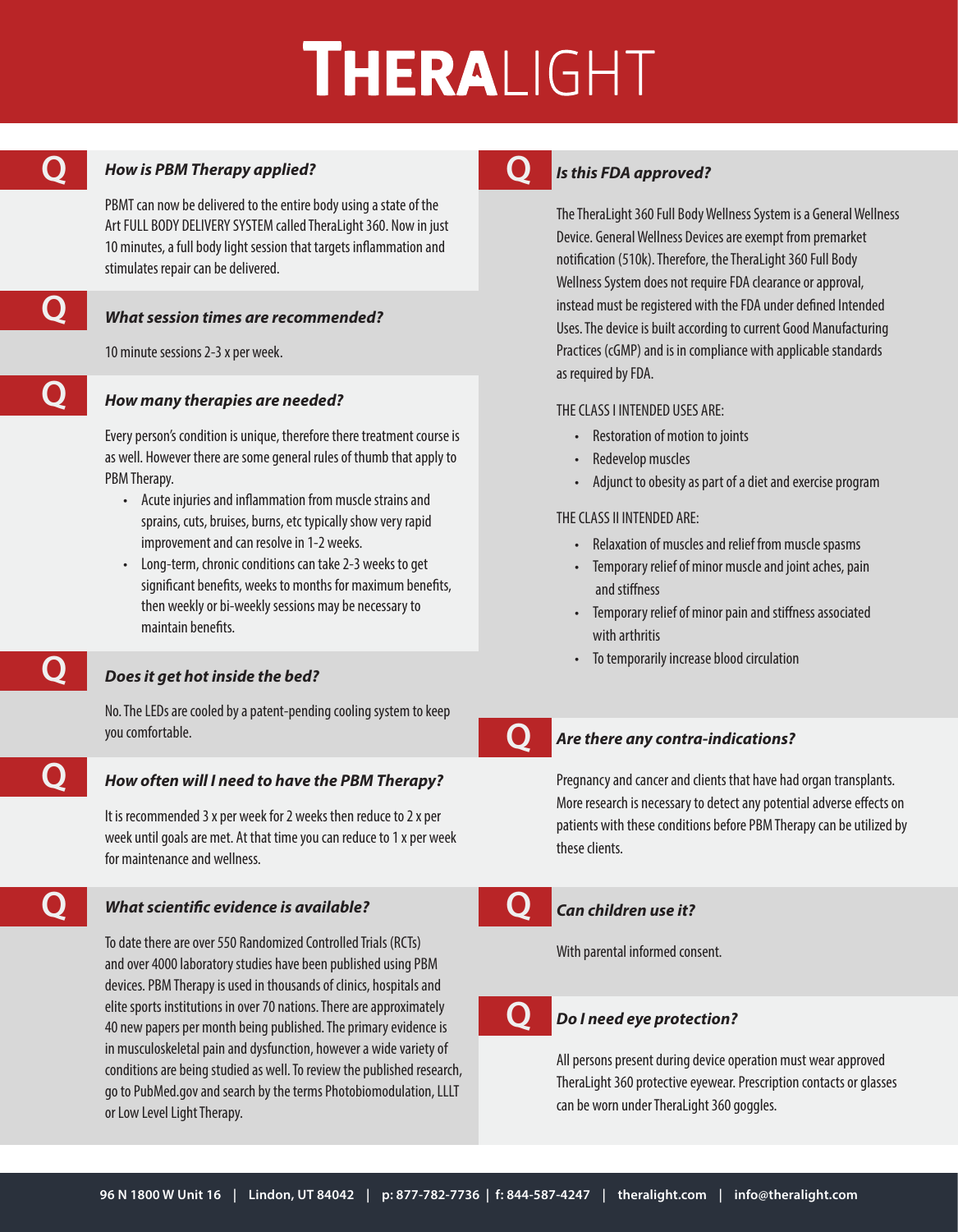# THERALIGHT

### *How is PBM Therapy applied?*

PBMT can now be delivered to the entire body using a state of the Art FULL BODY DELIVERY SYSTEM called TheraLight 360. Now in just 10 minutes, a full body light session that targets inflammation and stimulates repair can be delivered.

### *What session times are recommended?*

10 minute sessions 2-3 x per week.

### *How many therapies are needed?*

Every person's condition is unique, therefore there treatment course is as well. However there are some general rules of thumb that apply to PBM Therapy.

- Acute injuries and inflammation from muscle strains and sprains, cuts, bruises, burns, etc typically show very rapid improvement and can resolve in 1-2 weeks.
- Long-term, chronic conditions can take 2-3 weeks to get significant benefits, weeks to months for maximum benefits, then weekly or bi-weekly sessions may be necessary to maintain benefits.

### *Does it get hot inside the bed?*

No. The LEDs are cooled by a patent-pending cooling system to keep you comfortable.

### *How often will I need to have the PBM Therapy?*

It is recommended 3 x per week for 2 weeks then reduce to 2 x per week until goals are met. At that time you can reduce to 1 x per week for maintenance and wellness.

### *What scientific evidence is available?*

To date there are over 550 Randomized Controlled Trials (RCTs) and over 4000 laboratory studies have been published using PBM devices. PBM Therapy is used in thousands of clinics, hospitals and elite sports institutions in over 70 nations. There are approximately 40 new papers per month being published. The primary evidence is in musculoskeletal pain and dysfunction, however a wide variety of conditions are being studied as well. To review the published research, go to PubMed.gov and search by the terms Photobiomodulation, LLLT or Low Level Light Therapy.

### *Is this FDA approved?*

The TheraLight 360 Full Body Wellness System is a General Wellness Device. General Wellness Devices are exempt from premarket notification (510k). Therefore, the TheraLight 360 Full Body Wellness System does not require FDA clearance or approval, instead must be registered with the FDA under defined Intended Uses. The device is built according to current Good Manufacturing Practices (cGMP) and is in compliance with applicable standards as required by FDA.

THE CLASS I INTENDED USES ARE:

- Restoration of motion to joints
- Redevelop muscles
- Adjunct to obesity as part of a diet and exercise program

THE CLASS II INTENDED ARE:

- Relaxation of muscles and relief from muscle spasms
- Temporary relief of minor muscle and joint aches, pain and stiffness
- Temporary relief of minor pain and stiffness associated with arthritis
- To temporarily increase blood circulation

### *Are there any contra-indications?*

Pregnancy and cancer and clients that have had organ transplants. More research is necessary to detect any potential adverse effects on patients with these conditions before PBM Therapy can be utilized by these clients.

### *Can children use it?*

With parental informed consent.

### *Do I need eye protection?*

All persons present during device operation must wear approved TheraLight 360 protective eyewear. Prescription contacts or glasses can be worn under TheraLight 360 goggles.

**96 N 1800 W Unit 16 | Lindon, UT 84042 | p: 877-782-7736 | f: 844-587-4247 | theralight.com | info@theralight.com**